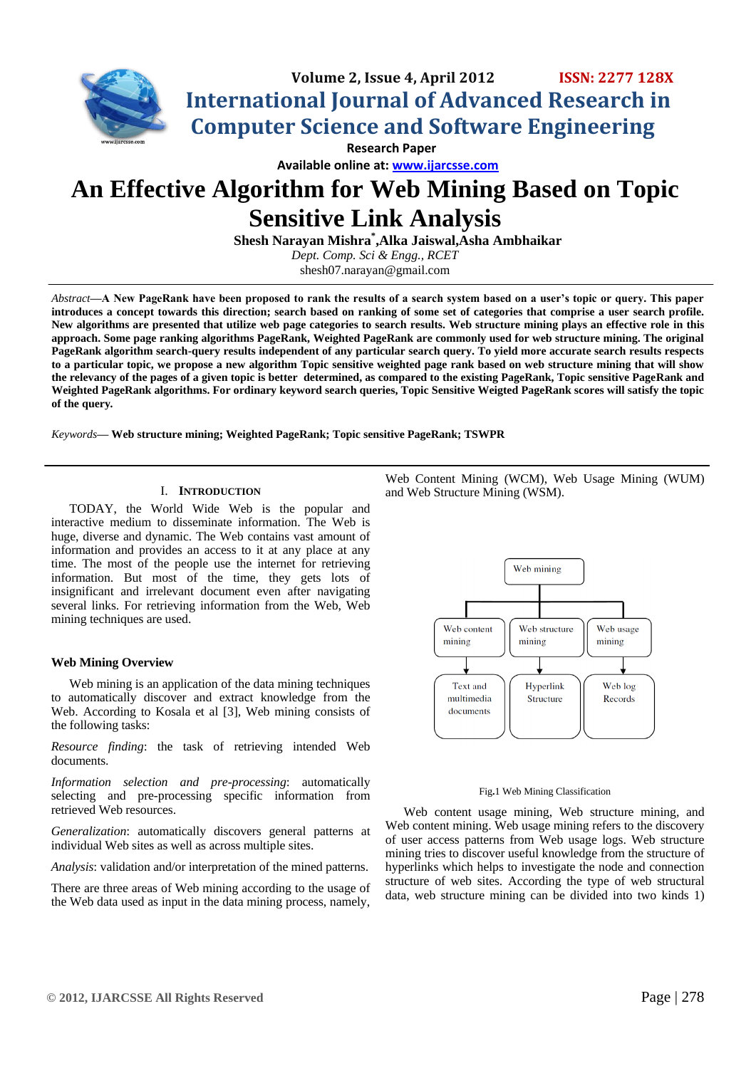Volume 2, Issue 4, April 2012 ISSN: 2277 128X

International Journal of Advanced Research in Computer Science and Software Engineering

Research Paper

Available online at: www.ijarcsse.com

# An Effective Algorithm for Web Mining Based on Topic Sensitive Link Analysis

**Shesh Narayan Mishra*, Alka Jaiswal, Asha Ambhaikar**

*Dept. Comp. Sci & Engg., RCET*

shesh07.narayan@gmail.com

*Abstract*—**A New PageRank have been proposed to rank the results of a search system based on a user's topic or query. This paper introduces a concept towards this direction; search based on ranking of some set of categories that comprise a user search profile. New algorithms are presented that utilize web page categories to search results. Web structure mining plays an effective role in this approach. Some page ranking algorithms PageRank, Weighted PageRank are commonly used for web structure mining. The original PageRank algorithm search-query results independent of any particular search query. To yield more accurate search results respects to a particular topic, we propose a new algorithm Topic sensitive weighted page rank based on web structure mining that will show the relevancy of the pages of a given topic is better determined, as compared to the existing PageRank, Topic sensitive PageRank and Weighted PageRank algorithms. For ordinary keyword search queries, Topic Sensitive Weigted PageRank scores will satisfy the topic of the query.**

*Keywords*— **Web structure mining; Weighted PageRank; Topic sensitive PageRank; TSWPR**

## I. Introduction

TODAY, the World Wide Web is the popular and interactive medium to disseminate information. The Web is huge, diverse and dynamic. The Web contains vast amount of information and provides an access to it at any place at any time. The most of the people use the internet for retrieving information. But most of the time, they gets lots of insignificant and irrelevant document even after navigating several links. For retrieving information from the Web, Web mining techniques are used.

### Web Mining Overview

Web mining is an application of the data mining techniques to automatically discover and extract knowledge from the Web. According to Kosala et al [3], Web mining consists of the following tasks:

*Resource finding*: the task of retrieving intended Web documents.

*Information selection and pre-processing*: automatically selecting and pre-processing specific information from retrieved Web resources.

*Generalization*: automatically discovers general patterns at individual Web sites as well as across multiple sites.

*Analysis*: validation and/or interpretation of the mined patterns.

There are three areas of Web mining according to the usage of the Web data used as input in the data mining process, namely, Web Content Mining (WCM), Web Usage Mining (WUM) and Web Structure Mining (WSM).

| Web mining | | |
|---|---|---|
| Web content mining | Web structure mining | Web usage mining |
| Text and multimedia documents | Hyperlink Structure | Web log Records |

Fig.1 Web Mining Classification

Web content usage mining, Web structure mining, and Web content mining. Web usage mining refers to the discovery of user access patterns from Web usage logs. Web structure mining tries to discover useful knowledge from the structure of hyperlinks which helps to investigate the node and connection structure of web sites. According the type of web structural data, web structure mining can be divided into two kinds 1)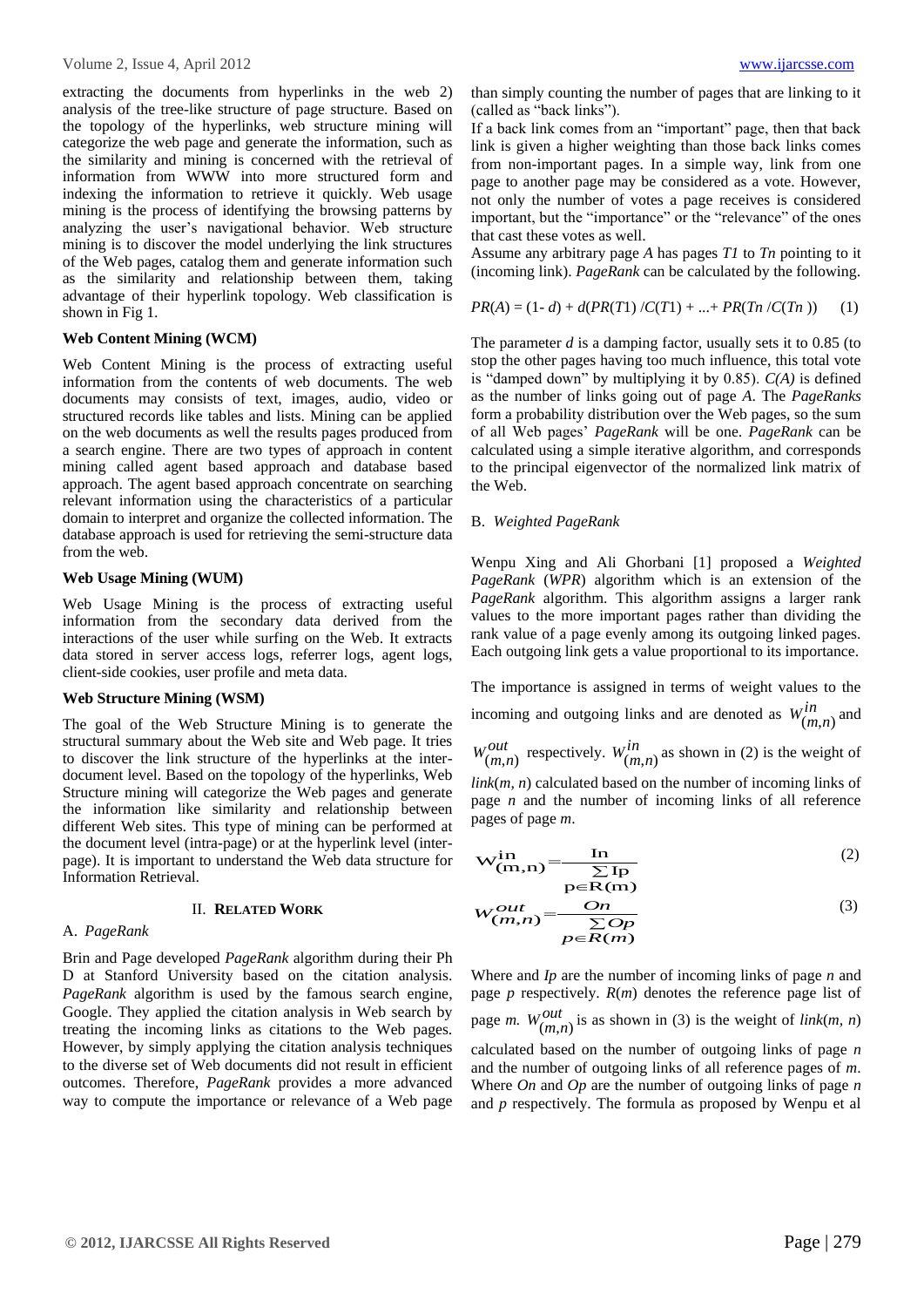extracting the documents from hyperlinks in the web 2) analysis of the tree-like structure of page structure. Based on the topology of the hyperlinks, web structure mining will categorize the web page and generate the information, such as the similarity and mining is concerned with the retrieval of information from WWW into more structured form and indexing the information to retrieve it quickly. Web usage mining is the process of identifying the browsing patterns by analyzing the user's navigational behavior. Web structure mining is to discover the model underlying the link structures of the Web pages, catalog them and generate information such as the similarity and relationship between them, taking advantage of their hyperlink topology. Web classification is shown in Fig 1.

**Web Content Mining (WCM)**

Web Content Mining is the process of extracting useful information from the contents of web documents. The web documents may consists of text, images, audio, video or structured records like tables and lists. Mining can be applied on the web documents as well the results pages produced from a search engine. There are two types of approach in content mining called agent based approach and database based approach. The agent based approach concentrate on searching relevant information using the characteristics of a particular domain to interpret and organize the collected information. The database approach is used for retrieving the semi-structure data from the web.

**Web Usage Mining (WUM)**

Web Usage Mining is the process of extracting useful information from the secondary data derived from the interactions of the user while surfing on the Web. It extracts data stored in server access logs, referrer logs, agent logs, client-side cookies, user profile and meta data.

**Web Structure Mining (WSM)**

The goal of the Web Structure Mining is to generate the structural summary about the Web site and Web page. It tries to discover the link structure of the hyperlinks at the inter-document level. Based on the topology of the hyperlinks, Web Structure mining will categorize the Web pages and generate the information like similarity and relationship between different Web sites. This type of mining can be performed at the document level (intra-page) or at the hyperlink level (inter-page). It is important to understand the Web data structure for Information Retrieval.

## II. Related Work

### A. *PageRank*

Brin and Page developed *PageRank* algorithm during their Ph D at Stanford University based on the citation analysis. *PageRank* algorithm is used by the famous search engine, Google. They applied the citation analysis in Web search by treating the incoming links as citations to the Web pages. However, by simply applying the citation analysis techniques to the diverse set of Web documents did not result in efficient outcomes. Therefore, *PageRank* provides a more advanced way to compute the importance or relevance of a Web page than simply counting the number of pages that are linking to it (called as "back links").

If a back link comes from an "important" page, then that back link is given a higher weighting than those back links comes from non-important pages. In a simple way, link from one page to another page may be considered as a vote. However, not only the number of votes a page receives is considered important, but the "importance" or the "relevance" of the ones that cast these votes as well.

Assume any arbitrary page *A* has pages *T1* to *Tn* pointing to it (incoming link). *PageRank* can be calculated by the following.

$$PR(A) = (1- d) + d(PR(T1)/C(T1) + ...+ PR(Tn/C(Tn)) \quad (1)$$

The parameter *d* is a damping factor, usually sets it to 0.85 (to stop the other pages having too much influence, this total vote is "damped down" by multiplying it by 0.85). *C(A)* is defined as the number of links going out of page *A*. The *PageRanks* form a probability distribution over the Web pages, so the sum of all Web pages' *PageRank* will be one. *PageRank* can be calculated using a simple iterative algorithm, and corresponds to the principal eigenvector of the normalized link matrix of the Web.

### B. *Weighted PageRank*

Wenpu Xing and Ali Ghorbani [1] proposed a *Weighted PageRank* (*WPR*) algorithm which is an extension of the *PageRank* algorithm. This algorithm assigns a larger rank values to the more important pages rather than dividing the rank value of a page evenly among its outgoing linked pages. Each outgoing link gets a value proportional to its importance.

The importance is assigned in terms of weight values to the incoming and outgoing links and are denoted as $W^{in}_{(m,n)}$ and $W^{out}_{(m,n)}$ respectively. $W^{in}_{(m,n)}$ as shown in (2) is the weight of *link*(*m, n*) calculated based on the number of incoming links of page *n* and the number of incoming links of all reference pages of page *m*.

$$W^{in}_{(m,n)} = \frac{In}{\sum_{p \in R(m)} Ip} \quad (2)$$

$$W^{out}_{(m,n)} = \frac{On}{\sum_{p \in R(m)} Op} \quad (3)$$

Where and *Ip* are the number of incoming links of page *n* and page *p* respectively. *R*(*m*) denotes the reference page list of page *m*. $W^{out}_{(m,n)}$ is as shown in (3) is the weight of *link*(*m, n*) calculated based on the number of outgoing links of page *n* and the number of outgoing links of all reference pages of *m*. Where *On* and *Op* are the number of outgoing links of page *n* and *p* respectively. The formula as proposed by Wenpu et al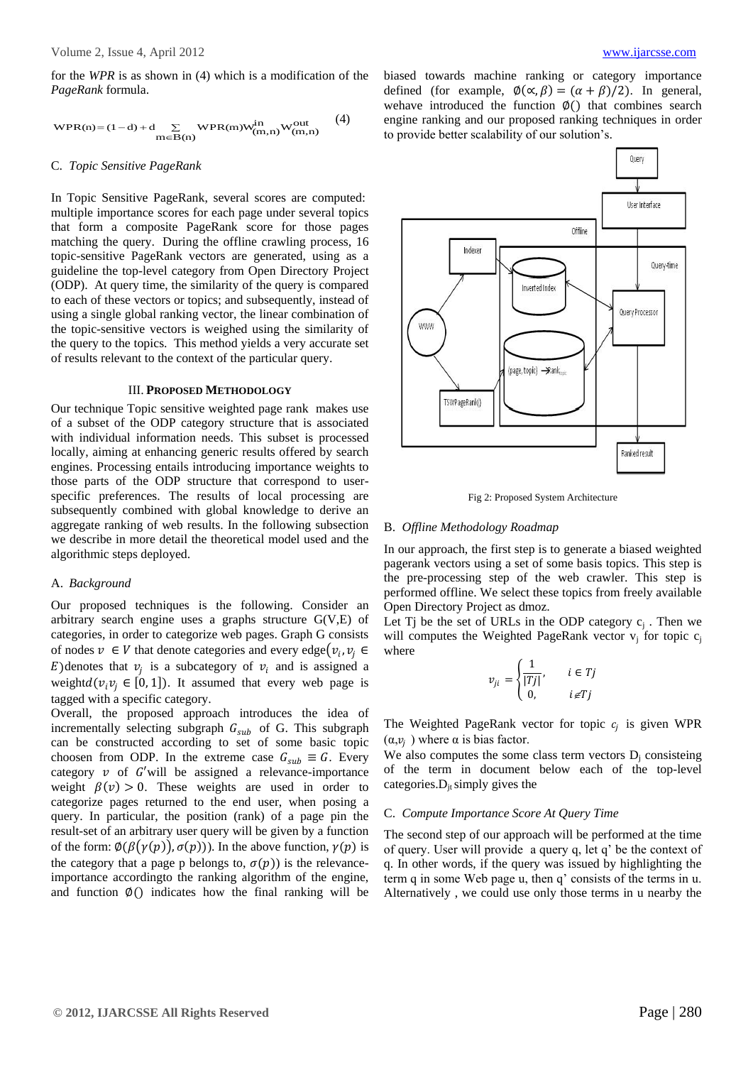for the *WPR* is as shown in (4) which is a modification of the *PageRank* formula.

$$WPR(n) = (1-d) + d \sum_{m \in B(n)} WPR(m) W^{in}_{(m,n)} W^{out}_{(m,n)} \quad (4)$$

C. *Topic Sensitive PageRank*

In Topic Sensitive PageRank, several scores are computed: multiple importance scores for each page under several topics that form a composite PageRank score for those pages matching the query. During the offline crawling process, 16 topic-sensitive PageRank vectors are generated, using as a guideline the top-level category from Open Directory Project (ODP). At query time, the similarity of the query is compared to each of these vectors or topics; and subsequently, instead of using a single global ranking vector, the linear combination of the topic-sensitive vectors is weighed using the similarity of the query to the topics. This method yields a very accurate set of results relevant to the context of the particular query.

## III. PROPOSED METHODOLOGY

Our technique Topic sensitive weighted page rank makes use of a subset of the ODP category structure that is associated with individual information needs. This subset is processed locally, aiming at enhancing generic results offered by search engines. Processing entails introducing importance weights to those parts of the ODP structure that correspond to user-specific preferences. The results of local processing are subsequently combined with global knowledge to derive an aggregate ranking of web results. In the following subsection we describe in more detail the theoretical model used and the algorithmic steps deployed.

A. *Background*

Our proposed techniques is the following. Consider an arbitrary search engine uses a graphs structure G(V,E) of categories, in order to categorize web pages. Graph G consists of nodes $v \in V$ that denote categories and every edge$(v_i, v_j \in E)$denotes that $v_j$ is a subcategory of $v_i$ and is assigned a weight$d(v_i v_j \in [0,1])$. It assumed that every web page is tagged with a specific category.

Overall, the proposed approach introduces the idea of incrementally selecting subgraph $G_{sub}$ of G. This subgraph can be constructed according to set of some basic topic choosen from ODP. In the extreme case $G_{sub} \equiv G$. Every category $v$ of $G'$will be assigned a relevance-importance weight $\beta(v) > 0$. These weights are used in order to categorize pages returned to the end user, when posing a query. In particular, the position (rank) of a page pin the result-set of an arbitrary user query will be given by a function of the form: $\emptyset(\beta(\gamma(p)), \sigma(p)))$. In the above function, $\gamma(p)$ is the category that a page p belongs to, $\sigma(p))$ is the relevance-importance accordingto the ranking algorithm of the engine, and function $\emptyset()$ indicates how the final ranking will be biased towards machine ranking or category importance defined (for example, $\emptyset(\propto, \beta) = (\alpha + \beta)/2)$. In general, wehave introduced the function $\emptyset()$ that combines search engine ranking and our proposed ranking techniques in order to provide better scalability of our solution's.

Fig 2: Proposed System Architecture

B. *Offline Methodology Roadmap*

In our approach, the first step is to generate a biased weighted pagerank vectors using a set of some basis topics. This step is the pre-processing step of the web crawler. This step is performed offline. We select these topics from freely available Open Directory Project as dmoz.

Let Tj be the set of URLs in the ODP category $c_j$ . Then we will computes the Weighted PageRank vector $v_j$ for topic $c_j$ where

$$v_{ji} = \begin{cases} \frac{1}{|Tj|}, & i \in Tj \\ 0, & i \notin Tj \end{cases}$$

The Weighted PageRank vector for topic $c_j$ is given WPR $(\alpha, v_j)$ where α is bias factor.

We also computes the some class term vectors $D_j$ consisteing of the term in document below each of the top-level categories.$D_{jt}$ simply gives the

C. *Compute Importance Score At Query Time*

The second step of our approach will be performed at the time of query. User will provide a query q, let q' be the context of q. In other words, if the query was issued by highlighting the term q in some Web page u, then q' consists of the terms in u. Alternatively , we could use only those terms in u nearby the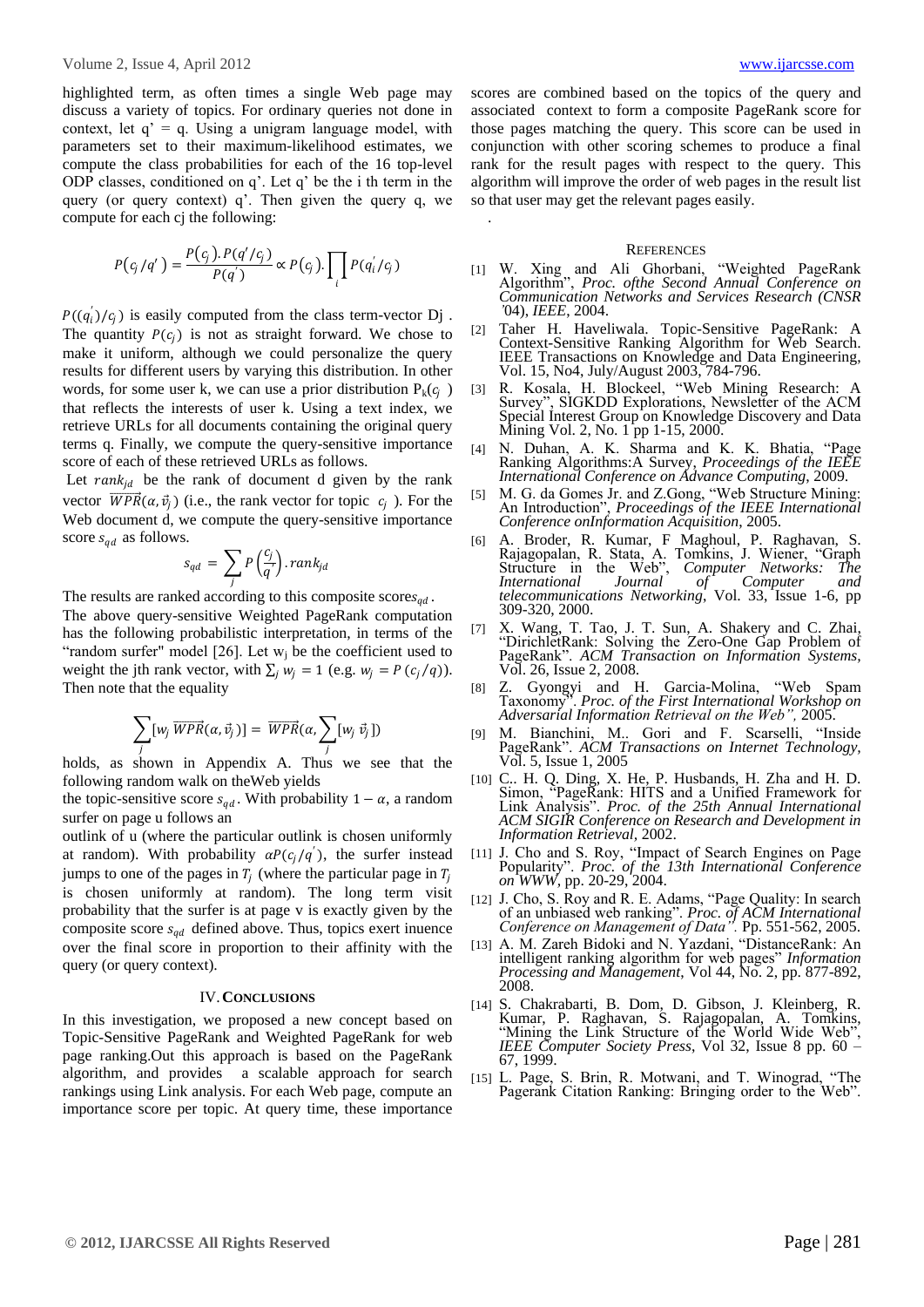highlighted term, as often times a single Web page may discuss a variety of topics. For ordinary queries not done in context, let q' = q. Using a unigram language model, with parameters set to their maximum-likelihood estimates, we compute the class probabilities for each of the 16 top-level ODP classes, conditioned on q'. Let q' be the i th term in the query (or query context) q'. Then given the query q, we compute for each cj the following:

$$P(c_j/q') = \frac{P(c_j).P(q'/c_j)}{P(q')} \propto P(c_j).\prod_i P(q_i'/c_j)$$

$P((q_i')/c_j)$ is easily computed from the class term-vector Dj . The quantity $P(c_j)$ is not as straight forward. We chose to make it uniform, although we could personalize the query results for different users by varying this distribution. In other words, for some user k, we can use a prior distribution $P_k(c_j)$ that reflects the interests of user k. Using a text index, we retrieve URLs for all documents containing the original query terms q. Finally, we compute the query-sensitive importance score of each of these retrieved URLs as follows.

Let $rank_{jd}$ be the rank of document d given by the rank vector $\overrightarrow{WPR}(\alpha, \vec{v}_j)$ (i.e., the rank vector for topic $c_j$ ). For the Web document d, we compute the query-sensitive importance score $s_{qd}$ as follows.

$$s_{qd} = \sum_j P\left(\frac{c_j}{q'}\right).rank_{jd}$$

The results are ranked according to this composite scores$s_{qd}$.

The above query-sensitive Weighted PageRank computation has the following probabilistic interpretation, in terms of the "random surfer" model [26]. Let $w_j$ be the coefficient used to weight the jth rank vector, with $\sum_j w_j = 1$ (e.g. $w_j = P(c_j/q)$). Then note that the equality

$$\sum_j [w_j \, \overrightarrow{WPR}(\alpha, \vec{v}_j)] = \overrightarrow{WPR}(\alpha, \sum_j [w_j \, \vec{v}_j])$$

holds, as shown in Appendix A. Thus we see that the following random walk on theWeb yields

the topic-sensitive score $s_{qd}$. With probability $1-\alpha$, a random surfer on page u follows an

outlink of u (where the particular outlink is chosen uniformly at random). With probability $\alpha P(c_j/q')$, the surfer instead jumps to one of the pages in $T_j$ (where the particular page in $T_j$ is chosen uniformly at random). The long term visit probability that the surfer is at page v is exactly given by the composite score $s_{qd}$ defined above. Thus, topics exert inuence over the final score in proportion to their affinity with the query (or query context).

## IV. Conclusions

In this investigation, we proposed a new concept based on Topic-Sensitive PageRank and Weighted PageRank for web page ranking.Out this approach is based on the PageRank algorithm, and provides a scalable approach for search rankings using Link analysis. For each Web page, compute an importance score per topic. At query time, these importance scores are combined based on the topics of the query and associated context to form a composite PageRank score for those pages matching the query. This score can be used in conjunction with other scoring schemes to produce a final rank for the result pages with respect to the query. This algorithm will improve the order of web pages in the result list so that user may get the relevant pages easily.

.

## References

[1] W. Xing and Ali Ghorbani, "Weighted PageRank Algorithm", *Proc. ofthe Second Annual Conference on Communication Networks and Services Research (CNSR '04), IEEE*, 2004.

[2] Taher H. Haveliwala. Topic-Sensitive PageRank: A Context-Sensitive Ranking Algorithm for Web Search. IEEE Transactions on Knowledge and Data Engineering, Vol. 15, No4, July/August 2003, 784-796.

[3] R. Kosala, H. Blockeel, "Web Mining Research: A Survey", SIGKDD Explorations, Newsletter of the ACM Special Interest Group on Knowledge Discovery and Data Mining Vol. 2, No. 1 pp 1-15, 2000.

[4] N. Duhan, A. K. Sharma and K. K. Bhatia, "Page Ranking Algorithms:A Survey, *Proceedings of the IEEE International Conference on Advance Computing*, 2009.

[5] M. G. da Gomes Jr. and Z.Gong, "Web Structure Mining: An Introduction", *Proceedings of the IEEE International Conference onInformation Acquisition*, 2005.

[6] A. Broder, R. Kumar, F Maghoul, P. Raghavan, S. Rajagopalan, R. Stata, A. Tomkins, J. Wiener, "Graph Structure in the Web", *Computer Networks: The International Journal of Computer and telecommunications Networking*, Vol. 33, Issue 1-6, pp 309-320, 2000.

[7] X. Wang, T. Tao, J. T. Sun, A. Shakery and C. Zhai, "DirichletRank: Solving the Zero-One Gap Problem of PageRank". *ACM Transaction on Information Systems*, Vol. 26, Issue 2, 2008.

[8] Z. Gyongyi and H. Garcia-Molina, "Web Spam Taxonomy". *Proc. of the First International Workshop on Adversarial Information Retrieval on the Web"*, 2005.

[9] M. Bianchini, M.. Gori and F. Scarselli, "Inside PageRank". *ACM Transactions on Internet Technology*, Vol. 5, Issue 1, 2005

[10] C.. H. Q. Ding, X. He, P. Husbands, H. Zha and H. D. Simon, "PageRank: HITS and a Unified Framework for Link Analysis". *Proc. of the 25th Annual International ACM SIGIR Conference on Research and Development in Information Retrieval*, 2002.

[11] J. Cho and S. Roy, "Impact of Search Engines on Page Popularity". *Proc. of the 13th International Conference on WWW*, pp. 20-29, 2004.

[12] J. Cho, S. Roy and R. E. Adams, "Page Quality: In search of an unbiased web ranking". *Proc. of ACM International Conference on Management of Data"*. Pp. 551-562, 2005.

[13] A. M. Zareh Bidoki and N. Yazdani, "DistanceRank: An intelligent ranking algorithm for web pages" *Information Processing and Management*, Vol 44, No. 2, pp. 877-892, 2008.

[14] S. Chakrabarti, B. Dom, D. Gibson, J. Kleinberg, R. Kumar, P. Raghavan, S. Rajagopalan, A. Tomkins, "Mining the Link Structure of the World Wide Web", *IEEE Computer Society Press*, Vol 32, Issue 8 pp. 60 – 67, 1999.

[15] L. Page, S. Brin, R. Motwani, and T. Winograd, "The Pagerank Citation Ranking: Bringing order to the Web".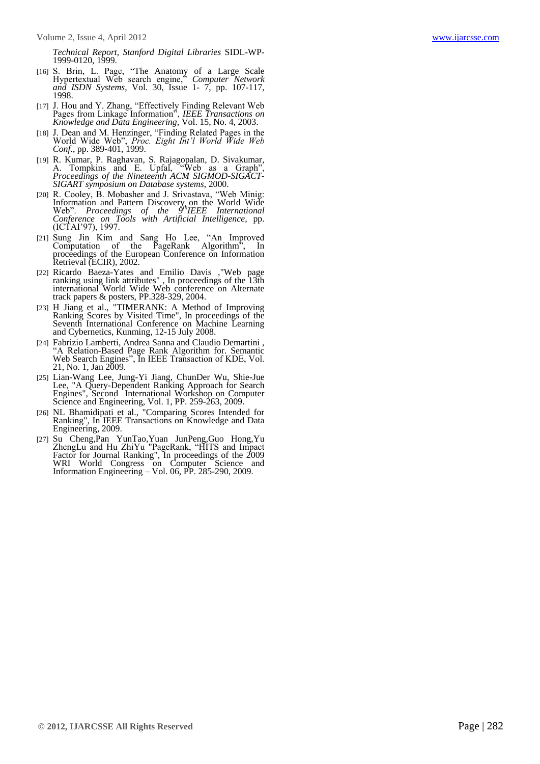*Technical Report, Stanford Digital Libraries* SIDL-WP-1999-0120, 1999.

[16] S. Brin, L. Page, "The Anatomy of a Large Scale Hypertextual Web search engine," *Computer Network and ISDN Systems*, Vol. 30, Issue 1- 7, pp. 107-117, 1998.

[17] J. Hou and Y. Zhang, "Effectively Finding Relevant Web Pages from Linkage Information", *IEEE Transactions on Knowledge and Data Engineering*, Vol. 15, No. 4, 2003.

[18] J. Dean and M. Henzinger, "Finding Related Pages in the World Wide Web", *Proc. Eight Int'l World Wide Web Conf*., pp. 389-401, 1999.

[19] R. Kumar, P. Raghavan, S. Rajagopalan, D. Sivakumar, A. Tompkins and E. Upfal, "Web as a Graph", *Proceedings of the Nineteenth ACM SIGMOD-SIGACT-SIGART symposium on Database systems*, 2000.

[20] R. Cooley, B. Mobasher and J. Srivastava, "Web Minig: Information and Pattern Discovery on the World Wide Web". *Proceedings of the 9th IEEE International Conference on Tools with Artificial Intelligence*, pp. (ICTAI'97), 1997.

[21] Sung Jin Kim and Sang Ho Lee, "An Improved Computation of the PageRank Algorithm", In proceedings of the European Conference on Information Retrieval (ECIR), 2002.

[22] Ricardo Baeza-Yates and Emilio Davis ,"Web page ranking using link attributes" , In proceedings of the 13th international World Wide Web conference on Alternate track papers & posters, PP.328-329, 2004.

[23] H Jiang et al., "TIMERANK: A Method of Improving Ranking Scores by Visited Time", In proceedings of the Seventh International Conference on Machine Learning and Cybernetics, Kunming, 12-15 July 2008.

[24] Fabrizio Lamberti, Andrea Sanna and Claudio Demartini , "A Relation-Based Page Rank Algorithm for. Semantic Web Search Engines", In IEEE Transaction of KDE, Vol. 21, No. 1, Jan 2009.

[25] Lian-Wang Lee, Jung-Yi Jiang, ChunDer Wu, Shie-Jue Lee, "A Query-Dependent Ranking Approach for Search Engines", Second International Workshop on Computer Science and Engineering, Vol. 1, PP. 259-263, 2009.

[26] NL Bhamidipati et al., "Comparing Scores Intended for Ranking", In IEEE Transactions on Knowledge and Data Engineering, 2009.

[27] Su Cheng,Pan YunTao,Yuan JunPeng,Guo Hong,Yu ZhengLu and Hu ZhiYu "PageRank, "HITS and Impact Factor for Journal Ranking", In proceedings of the 2009 WRI World Congress on Computer Science and Information Engineering – Vol. 06, PP. 285-290, 2009.